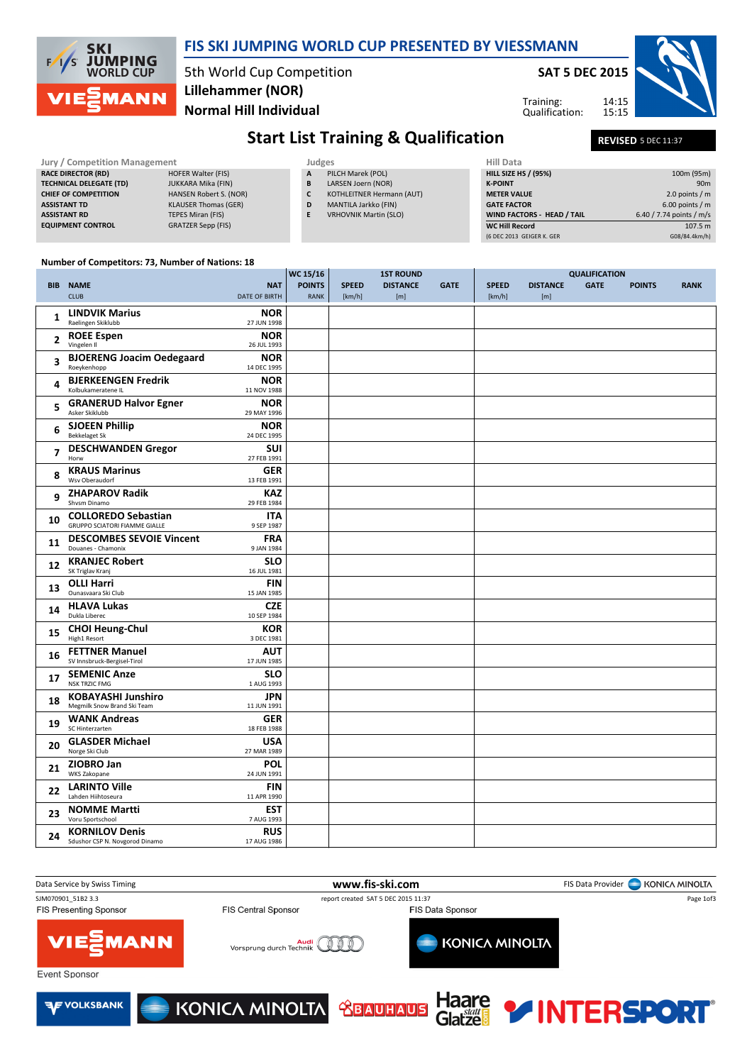# FIS SKI JUMPING WORLD CUP PRESENTED BY VIESSMANN

5th World Cup Competition
**Lillehammer (NOR)**
**Normal Hill Individual**

**SAT 5 DEC 2015**

Training: 14:15
Qualification: 15:15

## Start List Training & Qualification

**REVISED** 5 DEC 11:37

| Jury / Competition Management | |
|---|---|
| RACE DIRECTOR (RD) | HOFER Walter (FIS) |
| TECHNICAL DELEGATE (TD) | JUKKARA Mika (FIN) |
| CHIEF OF COMPETITION | HANSEN Robert S. (NOR) |
| ASSISTANT TD | KLAUSER Thomas (GER) |
| ASSISTANT RD | TEPES Miran (FIS) |
| EQUIPMENT CONTROL | GRATZER Sepp (FIS) |

| Judges | |
|---|---|
| A | PILCH Marek (POL) |
| B | LARSEN Joern (NOR) |
| C | KOTHLEITNER Hermann (AUT) |
| D | MANTILA Jarkko (FIN) |
| E | VRHOVNIK Martin (SLO) |

| Hill Data | |
|---|---|
| HILL SIZE HS / (95%) | 100m (95m) |
| K-POINT | 90m |
| METER VALUE | 2.0 points / m |
| GATE FACTOR | 6.00 points / m |
| WIND FACTORS - HEAD / TAIL | 6.40 / 7.74 points / m/s |
| WC Hill Record | 107.5 m |
| (6 DEC 2013 GEIGER K. GER | G08/84.4km/h) |

Number of Competitors: 73, Number of Nations: 18

| BIB | NAME / CLUB | NAT / DATE OF BIRTH | WC 15/16 POINTS / RANK | 1ST ROUND SPEED [km/h] | 1ST ROUND DISTANCE [m] | 1ST ROUND GATE | QUALIFICATION SPEED [km/h] | QUALIFICATION DISTANCE [m] | QUALIFICATION GATE | QUALIFICATION POINTS | QUALIFICATION RANK |
|---|---|---|---|---|---|---|---|---|---|---|---|
| 1 | **LINDVIK Marius** Raelingen Skiklubb | **NOR** 27 JUN 1998 | | | | | | | | | |
| 2 | **ROEE Espen** Vingelen Il | **NOR** 26 JUL 1993 | | | | | | | | | |
| 3 | **BJOERENG Joacim Oedegaard** Roeykenhopp | **NOR** 14 DEC 1995 | | | | | | | | | |
| 4 | **BJERKEENGEN Fredrik** Kolbukameratene IL | **NOR** 11 NOV 1988 | | | | | | | | | |
| 5 | **GRANERUD Halvor Egner** Asker Skiklubb | **NOR** 29 MAY 1996 | | | | | | | | | |
| 6 | **SJOEEN Phillip** Bekkelaget Sk | **NOR** 24 DEC 1995 | | | | | | | | | |
| 7 | **DESCHWANDEN Gregor** Horw | **SUI** 27 FEB 1991 | | | | | | | | | |
| 8 | **KRAUS Marinus** Wsv Oberaudorf | **GER** 13 FEB 1991 | | | | | | | | | |
| 9 | **ZHAPAROV Radik** Shvsm Dinamo | **KAZ** 29 FEB 1984 | | | | | | | | | |
| 10 | **COLLOREDO Sebastian** GRUPPO SCIATORI FIAMME GIALLE | **ITA** 9 SEP 1987 | | | | | | | | | |
| 11 | **DESCOMBES SEVOIE Vincent** Douanes - Chamonix | **FRA** 9 JAN 1984 | | | | | | | | | |
| 12 | **KRANJEC Robert** SK Triglav Kranj | **SLO** 16 JUL 1981 | | | | | | | | | |
| 13 | **OLLI Harri** Ounasvaara Ski Club | **FIN** 15 JAN 1985 | | | | | | | | | |
| 14 | **HLAVA Lukas** Dukla Liberec | **CZE** 10 SEP 1984 | | | | | | | | | |
| 15 | **CHOI Heung-Chul** High1 Resort | **KOR** 3 DEC 1981 | | | | | | | | | |
| 16 | **FETTNER Manuel** SV Innsbruck-Bergisel-Tirol | **AUT** 17 JUN 1985 | | | | | | | | | |
| 17 | **SEMENIC Anze** NSK TRZIC FMG | **SLO** 1 AUG 1993 | | | | | | | | | |
| 18 | **KOBAYASHI Junshiro** Megmilk Snow Brand Ski Team | **JPN** 11 JUN 1991 | | | | | | | | | |
| 19 | **WANK Andreas** SC Hinterzarten | **GER** 18 FEB 1988 | | | | | | | | | |
| 20 | **GLASDER Michael** Norge Ski Club | **USA** 27 MAR 1989 | | | | | | | | | |
| 21 | **ZIOBRO Jan** WKS Zakopane | **POL** 24 JUN 1991 | | | | | | | | | |
| 22 | **LARINTO Ville** Lahden Hiihtoseura | **FIN** 11 APR 1990 | | | | | | | | | |
| 23 | **NOMME Martti** Voru Sportschool | **EST** 7 AUG 1993 | | | | | | | | | |
| 24 | **KORNILOV Denis** Sdushor CSP N. Novgorod Dinamo | **RUS** 17 AUG 1986 | | | | | | | | | |

Data Service by Swiss Timing | www.fis-ski.com | FIS Data Provider KONICA MINOLTA

SJM070901_51B2 3.3 | report created SAT 5 DEC 2015 11:37

FIS Presenting Sponsor: VIESSMANN | FIS Central Sponsor: Audi Vorsprung durch Technik | FIS Data Sponsor: KONICA MINOLTA

Event Sponsor: VOLKSBANK, KONICA MINOLTA, BAUHAUS, Haare statt Glatze, INTERSPORT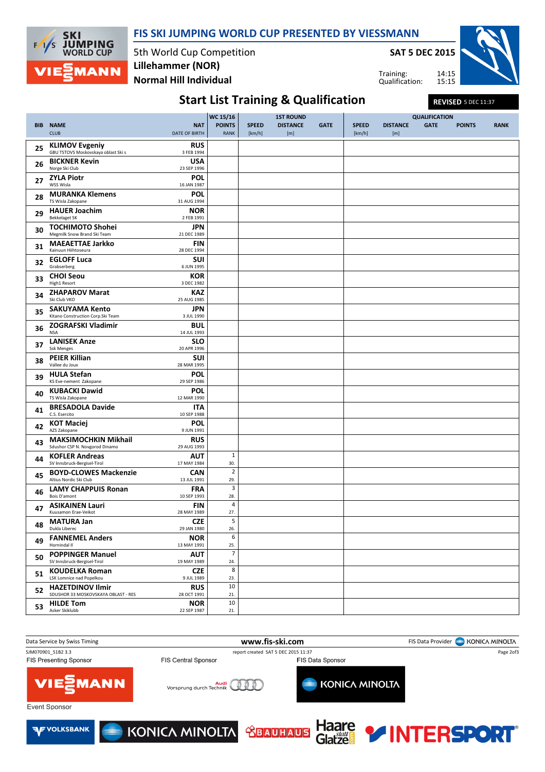# FIS SKI JUMPING WORLD CUP PRESENTED BY VIESSMANN

5th World Cup Competition
Lillehammer (NOR)
Normal Hill Individual

**SAT 5 DEC 2015**

Training: 14:15
Qualification: 15:15

## Start List Training & Qualification

**REVISED** 5 DEC 11:37

| BIB | NAME / CLUB | NAT / DATE OF BIRTH | WC 15/16 POINTS / RANK | 1ST ROUND SPEED [km/h] | 1ST ROUND DISTANCE [m] | 1ST ROUND GATE | QUALIFICATION SPEED [km/h] | QUALIFICATION DISTANCE [m] | QUALIFICATION GATE | QUALIFICATION POINTS | QUALIFICATION RANK |
|---|---|---|---|---|---|---|---|---|---|---|---|
| 25 | **KLIMOV Evgeniy** GBU TSTOVS Moskovskaya oblast Ski s | **RUS** 3 FEB 1994 | | | | | | | | | |
| 26 | **BICKNER Kevin** Norge Ski Club | **USA** 23 SEP 1996 | | | | | | | | | |
| 27 | **ZYLA Piotr** WSS Wisla | **POL** 16 JAN 1987 | | | | | | | | | |
| 28 | **MURANKA Klemens** TS Wisla Zakopane | **POL** 31 AUG 1994 | | | | | | | | | |
| 29 | **HAUER Joachim** Bekkelaget SK | **NOR** 2 FEB 1991 | | | | | | | | | |
| 30 | **TOCHIMOTO Shohei** Megmilk Snow Brand Ski Team | **JPN** 21 DEC 1989 | | | | | | | | | |
| 31 | **MAEAETTAE Jarkko** Kainuun Hiihtoseura | **FIN** 28 DEC 1994 | | | | | | | | | |
| 32 | **EGLOFF Luca** Grabserberg | **SUI** 6 JUN 1995 | | | | | | | | | |
| 33 | **CHOI Seou** High1 Resort | **KOR** 3 DEC 1982 | | | | | | | | | |
| 34 | **ZHAPAROV Marat** Ski Club VKO | **KAZ** 25 AUG 1985 | | | | | | | | | |
| 35 | **SAKUYAMA Kento** Kitano Construction Corp.Ski Team | **JPN** 3 JUL 1990 | | | | | | | | | |
| 36 | **ZOGRAFSKI Vladimir** NSA | **BUL** 14 JUL 1993 | | | | | | | | | |
| 37 | **LANISEK Anze** Ssk Menges | **SLO** 20 APR 1996 | | | | | | | | | |
| 38 | **PEIER Killian** Vallee du Joux | **SUI** 28 MAR 1995 | | | | | | | | | |
| 39 | **HULA Stefan** KS Eve-nement Zakopane | **POL** 29 SEP 1986 | | | | | | | | | |
| 40 | **KUBACKI Dawid** TS Wisla Zakopane | **POL** 12 MAR 1990 | | | | | | | | | |
| 41 | **BRESADOLA Davide** C.S. Esercito | **ITA** 10 SEP 1988 | | | | | | | | | |
| 42 | **KOT Maciej** AZS Zakopane | **POL** 9 JUN 1991 | | | | | | | | | |
| 43 | **MAKSIMOCHKIN Mikhail** Sdushor CSP N. Novgorod Dinamo | **RUS** 29 AUG 1993 | | | | | | | | | |
| 44 | **KOFLER Andreas** SV Innsbruck-Bergisel-Tirol | **AUT** 17 MAY 1984 | 1 / 30. | | | | | | | | |
| 45 | **BOYD-CLOWES Mackenzie** Altius Nordic Ski Club | **CAN** 13 JUL 1991 | 2 / 29. | | | | | | | | |
| 46 | **LAMY CHAPPUIS Ronan** Bois D'amont | **FRA** 10 SEP 1993 | 3 / 28. | | | | | | | | |
| 47 | **ASIKAINEN Lauri** Kuusamon Erae-Veikot | **FIN** 28 MAY 1989 | 4 / 27. | | | | | | | | |
| 48 | **MATURA Jan** Dukla Liberec | **CZE** 29 JAN 1980 | 5 / 26. | | | | | | | | |
| 49 | **FANNEMEL Anders** Hornindal Il | **NOR** 13 MAY 1991 | 6 / 25. | | | | | | | | |
| 50 | **POPPINGER Manuel** SV Innsbruck-Bergisel-Tirol | **AUT** 19 MAY 1989 | 7 / 24. | | | | | | | | |
| 51 | **KOUDELKA Roman** LSK Lomnice nad Popelkou | **CZE** 9 JUL 1989 | 8 / 23. | | | | | | | | |
| 52 | **HAZETDINOV Ilmir** SDUSHOR 33 MOSKOVSKAYA OBLAST - RES | **RUS** 28 OCT 1991 | 10 / 21. | | | | | | | | |
| 53 | **HILDE Tom** Asker Skiklubb | **NOR** 22 SEP 1987 | 10 / 21. | | | | | | | | |

Data Service by Swiss Timing — www.fis-ski.com — FIS Data Provider KONICA MINOLTA

SJM070901_51B2 3.3 — report created SAT 5 DEC 2015 11:37

FIS Presenting Sponsor: VIESSMANN — FIS Central Sponsor: Audi Vorsprung durch Technik — FIS Data Sponsor: KONICA MINOLTA

Event Sponsor: VOLKSBANK, KONICA MINOLTA, BAUHAUS, Haare statt Glatze, INTERSPORT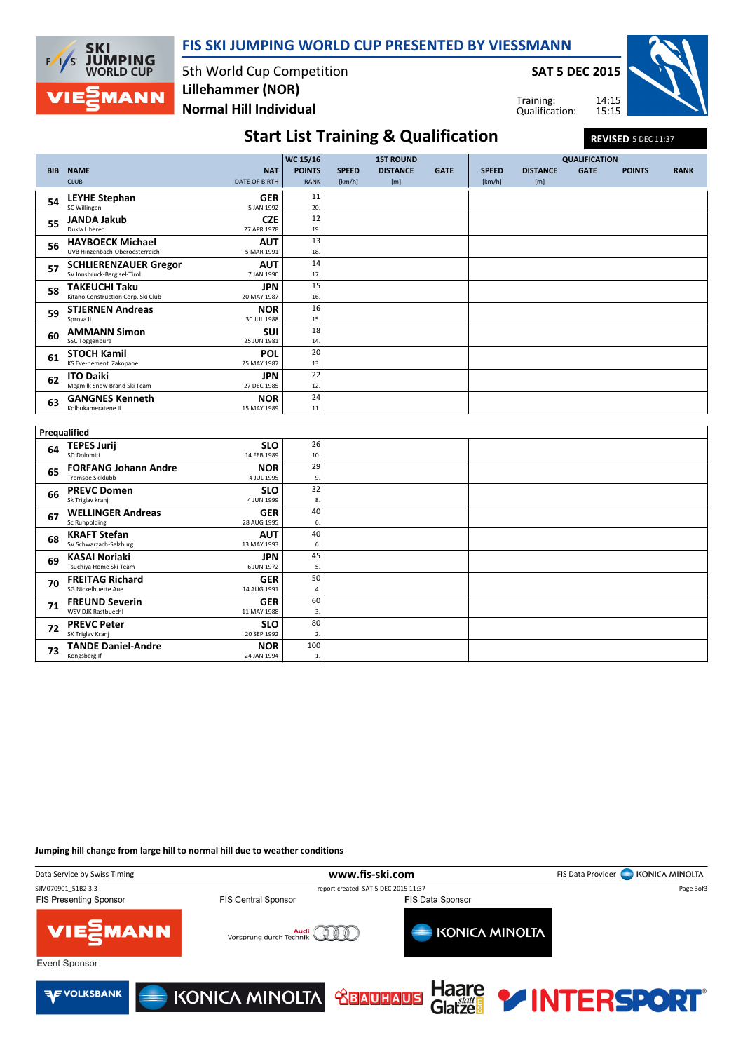# FIS SKI JUMPING WORLD CUP PRESENTED BY VIESSMANN

5th World Cup Competition
**Lillehammer (NOR)**
**Normal Hill Individual**

**SAT 5 DEC 2015**

Training: 14:15
Qualification: 15:15

## Start List Training & Qualification

**REVISED** 5 DEC 11:37

| BIB | NAME / CLUB | NAT / DATE OF BIRTH | WC 15/16 POINTS / RANK | 1ST ROUND SPEED [km/h] | 1ST ROUND DISTANCE [m] | 1ST ROUND GATE | QUALIFICATION SPEED [km/h] | QUALIFICATION DISTANCE [m] | QUALIFICATION GATE | QUALIFICATION POINTS | QUALIFICATION RANK |
|---|---|---|---|---|---|---|---|---|---|---|---|
| 54 | **LEYHE Stephan** SC Willingen | **GER** 5 JAN 1992 | 11 / 20. | | | | | | | | |
| 55 | **JANDA Jakub** Dukla Liberec | **CZE** 27 APR 1978 | 12 / 19. | | | | | | | | |
| 56 | **HAYBOECK Michael** UVB Hinzenbach-Oberoesterreich | **AUT** 5 MAR 1991 | 13 / 18. | | | | | | | | |
| 57 | **SCHLIERENZAUER Gregor** SV Innsbruck-Bergisel-Tirol | **AUT** 7 JAN 1990 | 14 / 17. | | | | | | | | |
| 58 | **TAKEUCHI Taku** Kitano Construction Corp. Ski Club | **JPN** 20 MAY 1987 | 15 / 16. | | | | | | | | |
| 59 | **STJERNEN Andreas** Sprova IL | **NOR** 30 JUL 1988 | 16 / 15. | | | | | | | | |
| 60 | **AMMANN Simon** SSC Toggenburg | **SUI** 25 JUN 1981 | 18 / 14. | | | | | | | | |
| 61 | **STOCH Kamil** KS Eve-nement Zakopane | **POL** 25 MAY 1987 | 20 / 13. | | | | | | | | |
| 62 | **ITO Daiki** Megmilk Snow Brand Ski Team | **JPN** 27 DEC 1985 | 22 / 12. | | | | | | | | |
| 63 | **GANGNES Kenneth** Kolbukameratene IL | **NOR** 15 MAY 1989 | 24 / 11. | | | | | | | | |
| **Prequalified** | | | | | | | | | | | |
| 64 | **TEPES Jurij** SD Dolomiti | **SLO** 14 FEB 1989 | 26 / 10. | | | | | | | | |
| 65 | **FORFANG Johann Andre** Tromsoe Skiklubb | **NOR** 4 JUL 1995 | 29 / 9. | | | | | | | | |
| 66 | **PREVC Domen** Sk Triglav kranj | **SLO** 4 JUN 1999 | 32 / 8. | | | | | | | | |
| 67 | **WELLINGER Andreas** Sc Ruhpolding | **GER** 28 AUG 1995 | 40 / 6. | | | | | | | | |
| 68 | **KRAFT Stefan** SV Schwarzach-Salzburg | **AUT** 13 MAY 1993 | 40 / 6. | | | | | | | | |
| 69 | **KASAI Noriaki** Tsuchiya Home Ski Team | **JPN** 6 JUN 1972 | 45 / 5. | | | | | | | | |
| 70 | **FREITAG Richard** SG Nickelhuette Aue | **GER** 14 AUG 1991 | 50 / 4. | | | | | | | | |
| 71 | **FREUND Severin** WSV DJK Rastbuechl | **GER** 11 MAY 1988 | 60 / 3. | | | | | | | | |
| 72 | **PREVC Peter** SK Triglav Kranj | **SLO** 20 SEP 1992 | 80 / 2. | | | | | | | | |
| 73 | **TANDE Daniel-Andre** Kongsberg If | **NOR** 24 JAN 1994 | 100 / 1. | | | | | | | | |

**Jumping hill change from large hill to normal hill due to weather conditions**

Data Service by Swiss Timing — www.fis-ski.com — FIS Data Provider KONICA MINOLTA

SJM070901_51B2 3.3 — report created SAT 5 DEC 2015 11:37

FIS Presenting Sponsor: VIESSMANN — FIS Central Sponsor: Audi — FIS Data Sponsor: KONICA MINOLTA

Event Sponsor: VOLKSBANK, KONICA MINOLTA, BAUHAUS, Haare statt Glatze, INTERSPORT